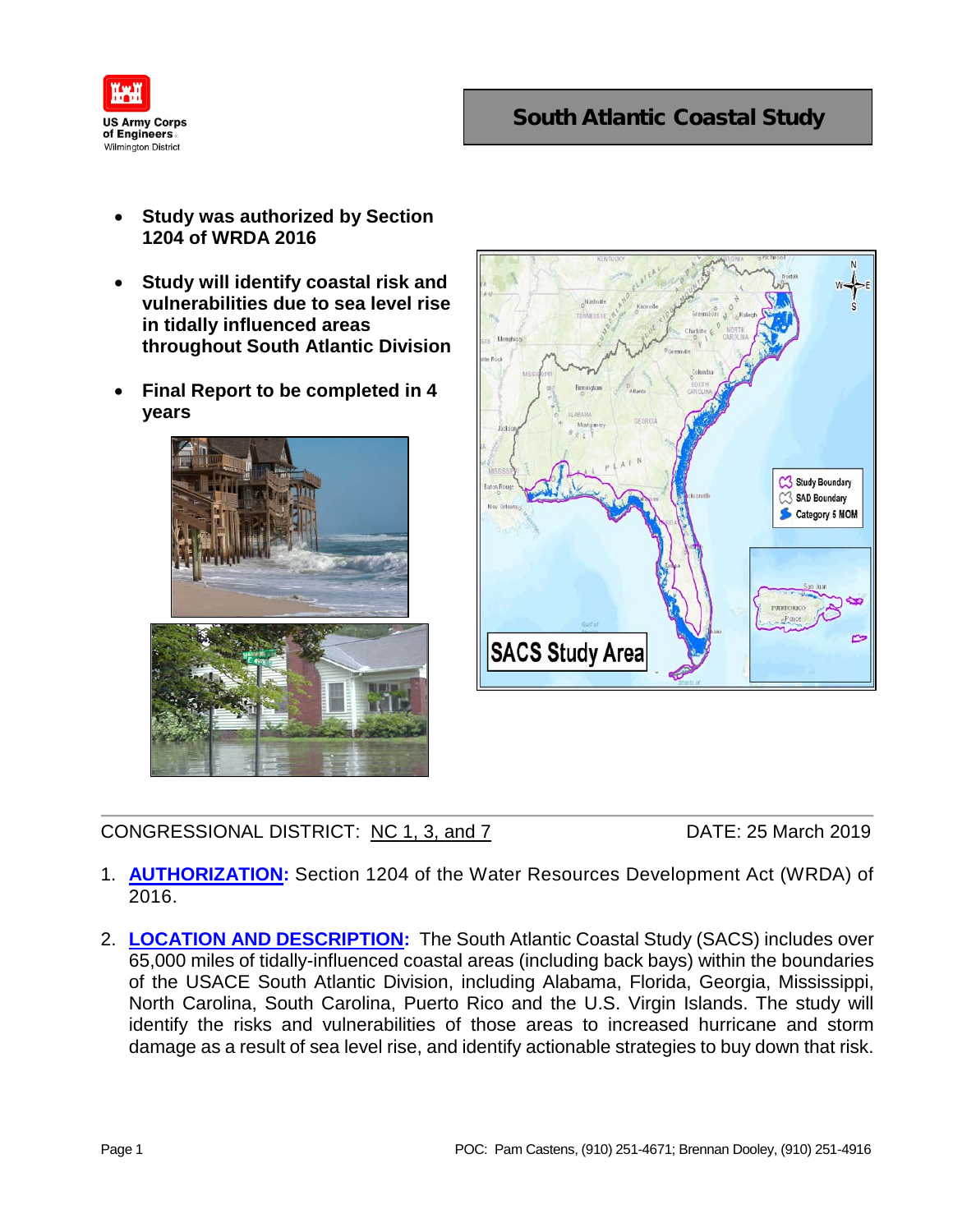US Army Corps of Engineers
Wilmington District

# South Atlantic Coastal Study

- **Study was authorized by Section 1204 of WRDA 2016**
- **Study will identify coastal risk and vulnerabilities due to sea level rise in tidally influenced areas throughout South Atlantic Division**
- **Final Report to be completed in 4 years**

CONGRESSIONAL DISTRICT: NC 1, 3, and 7 DATE: 25 March 2019

1. **AUTHORIZATION:** Section 1204 of the Water Resources Development Act (WRDA) of 2016.

2. **LOCATION AND DESCRIPTION:** The South Atlantic Coastal Study (SACS) includes over 65,000 miles of tidally-influenced coastal areas (including back bays) within the boundaries of the USACE South Atlantic Division, including Alabama, Florida, Georgia, Mississippi, North Carolina, South Carolina, Puerto Rico and the U.S. Virgin Islands. The study will identify the risks and vulnerabilities of those areas to increased hurricane and storm damage as a result of sea level rise, and identify actionable strategies to buy down that risk.

POC: Pam Castens, (910) 251-4671; Brennan Dooley, (910) 251-4916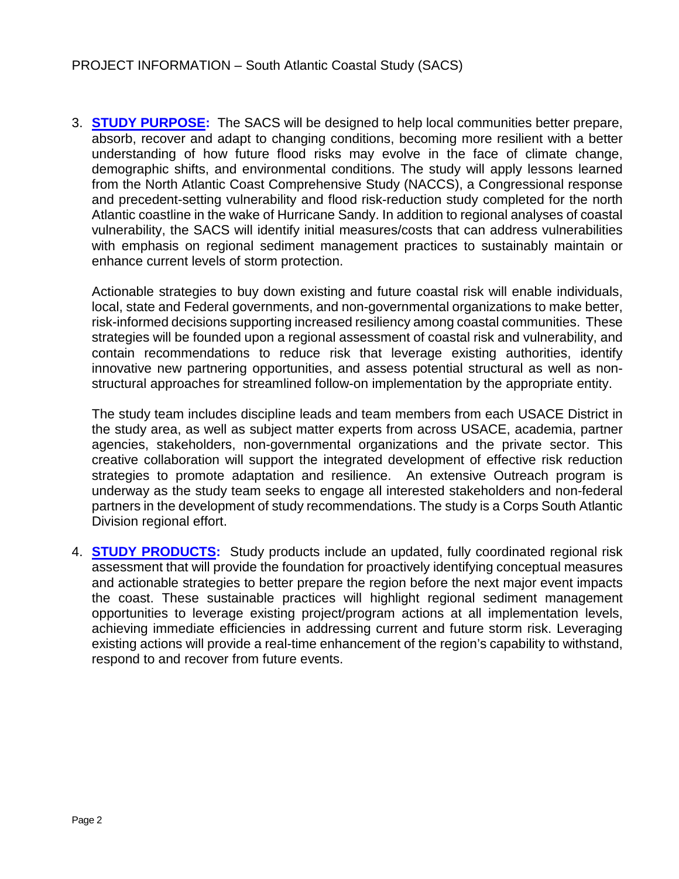PROJECT INFORMATION – South Atlantic Coastal Study (SACS)

3. **STUDY PURPOSE:** The SACS will be designed to help local communities better prepare, absorb, recover and adapt to changing conditions, becoming more resilient with a better understanding of how future flood risks may evolve in the face of climate change, demographic shifts, and environmental conditions. The study will apply lessons learned from the North Atlantic Coast Comprehensive Study (NACCS), a Congressional response and precedent-setting vulnerability and flood risk-reduction study completed for the north Atlantic coastline in the wake of Hurricane Sandy. In addition to regional analyses of coastal vulnerability, the SACS will identify initial measures/costs that can address vulnerabilities with emphasis on regional sediment management practices to sustainably maintain or enhance current levels of storm protection.

   Actionable strategies to buy down existing and future coastal risk will enable individuals, local, state and Federal governments, and non-governmental organizations to make better, risk-informed decisions supporting increased resiliency among coastal communities. These strategies will be founded upon a regional assessment of coastal risk and vulnerability, and contain recommendations to reduce risk that leverage existing authorities, identify innovative new partnering opportunities, and assess potential structural as well as non-structural approaches for streamlined follow-on implementation by the appropriate entity.

   The study team includes discipline leads and team members from each USACE District in the study area, as well as subject matter experts from across USACE, academia, partner agencies, stakeholders, non-governmental organizations and the private sector. This creative collaboration will support the integrated development of effective risk reduction strategies to promote adaptation and resilience. An extensive Outreach program is underway as the study team seeks to engage all interested stakeholders and non-federal partners in the development of study recommendations. The study is a Corps South Atlantic Division regional effort.

4. **STUDY PRODUCTS:** Study products include an updated, fully coordinated regional risk assessment that will provide the foundation for proactively identifying conceptual measures and actionable strategies to better prepare the region before the next major event impacts the coast. These sustainable practices will highlight regional sediment management opportunities to leverage existing project/program actions at all implementation levels, achieving immediate efficiencies in addressing current and future storm risk. Leveraging existing actions will provide a real-time enhancement of the region's capability to withstand, respond to and recover from future events.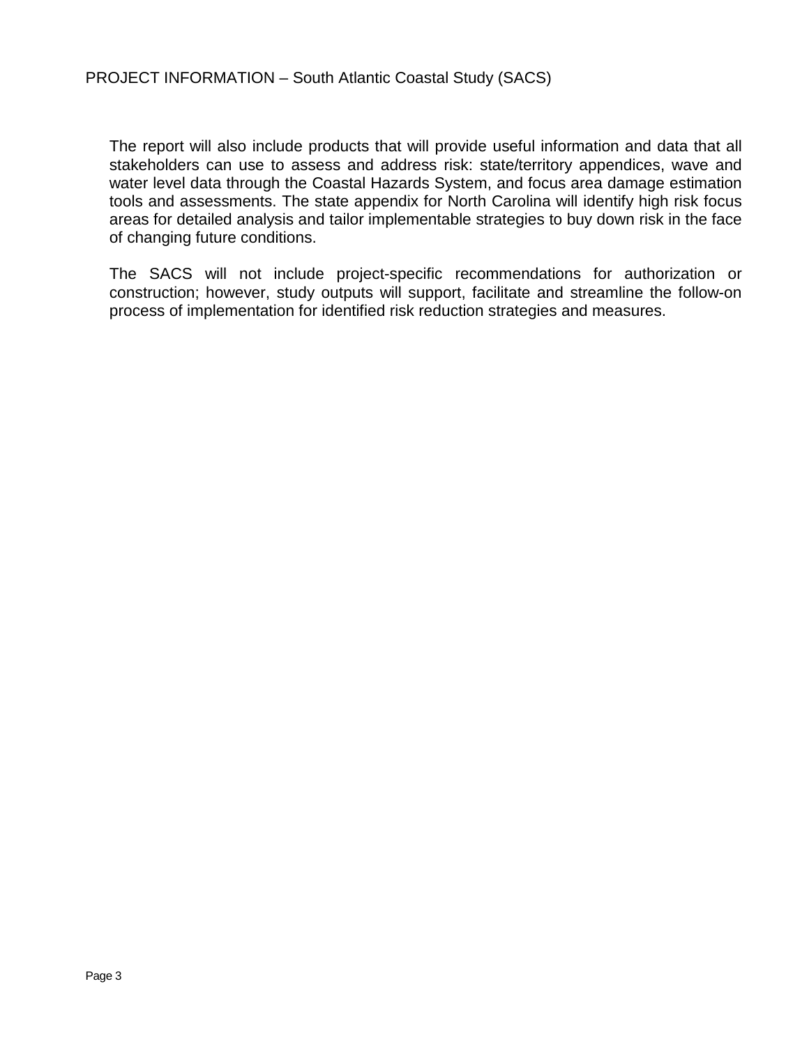The report will also include products that will provide useful information and data that all stakeholders can use to assess and address risk: state/territory appendices, wave and water level data through the Coastal Hazards System, and focus area damage estimation tools and assessments. The state appendix for North Carolina will identify high risk focus areas for detailed analysis and tailor implementable strategies to buy down risk in the face of changing future conditions.

The SACS will not include project-specific recommendations for authorization or construction; however, study outputs will support, facilitate and streamline the follow-on process of implementation for identified risk reduction strategies and measures.